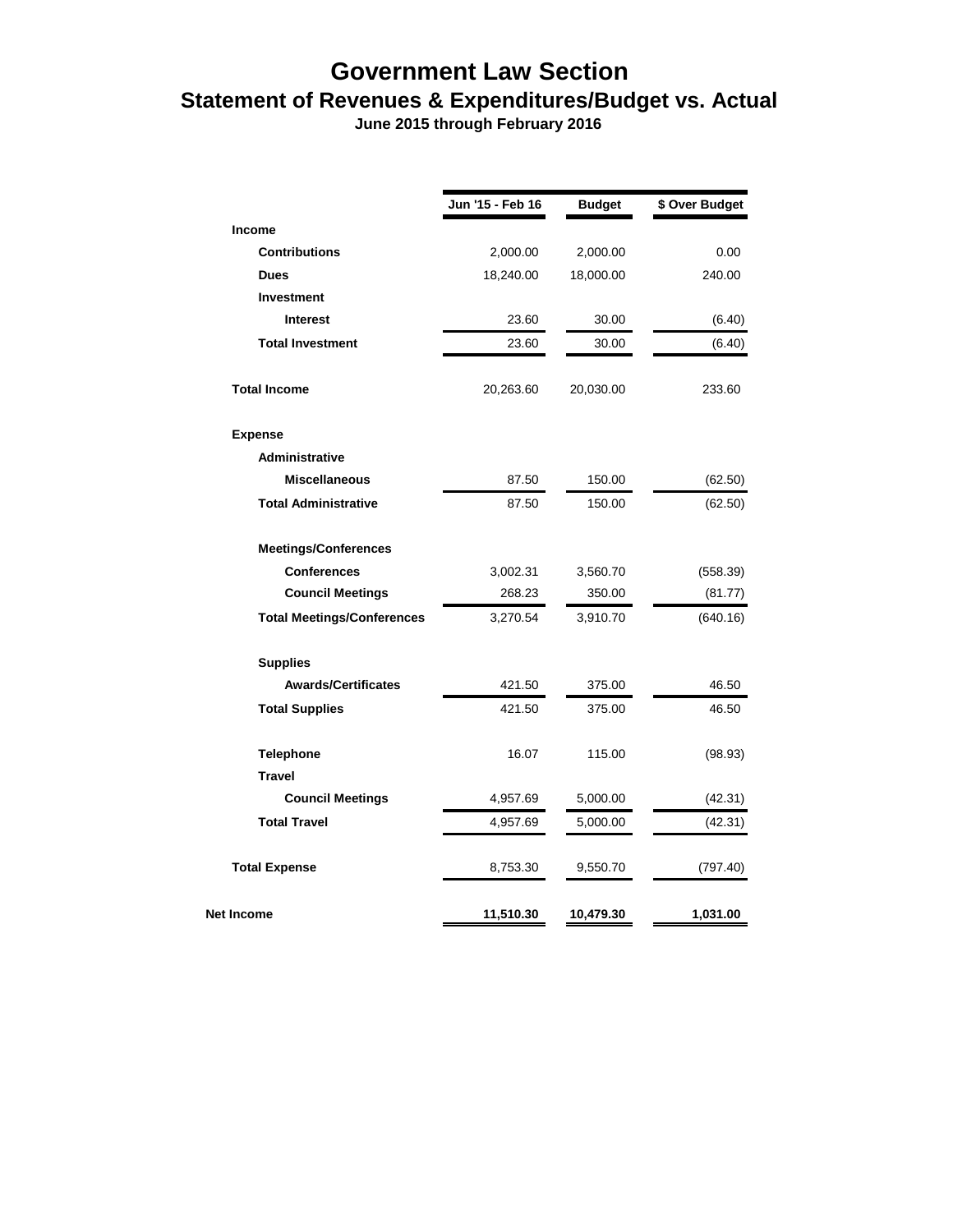# Government Law Section

## Statement of Revenues & Expenditures/Budget vs. Actual

**June 2015 through February 2016**

| | Jun '15 - Feb 16 | Budget | $ Over Budget |
|---|---|---|---|
| **Income** | | | |
| **Contributions** | 2,000.00 | 2,000.00 | 0.00 |
| **Dues** | 18,240.00 | 18,000.00 | 240.00 |
| **Investment** | | | |
| **Interest** | 23.60 | 30.00 | (6.40) |
| **Total Investment** | 23.60 | 30.00 | (6.40) |
| **Total Income** | 20,263.60 | 20,030.00 | 233.60 |
| **Expense** | | | |
| **Administrative** | | | |
| **Miscellaneous** | 87.50 | 150.00 | (62.50) |
| **Total Administrative** | 87.50 | 150.00 | (62.50) |
| **Meetings/Conferences** | | | |
| **Conferences** | 3,002.31 | 3,560.70 | (558.39) |
| **Council Meetings** | 268.23 | 350.00 | (81.77) |
| **Total Meetings/Conferences** | 3,270.54 | 3,910.70 | (640.16) |
| **Supplies** | | | |
| **Awards/Certificates** | 421.50 | 375.00 | 46.50 |
| **Total Supplies** | 421.50 | 375.00 | 46.50 |
| **Telephone** | 16.07 | 115.00 | (98.93) |
| **Travel** | | | |
| **Council Meetings** | 4,957.69 | 5,000.00 | (42.31) |
| **Total Travel** | 4,957.69 | 5,000.00 | (42.31) |
| **Total Expense** | 8,753.30 | 9,550.70 | (797.40) |
| **Net Income** | **11,510.30** | **10,479.30** | **1,031.00** |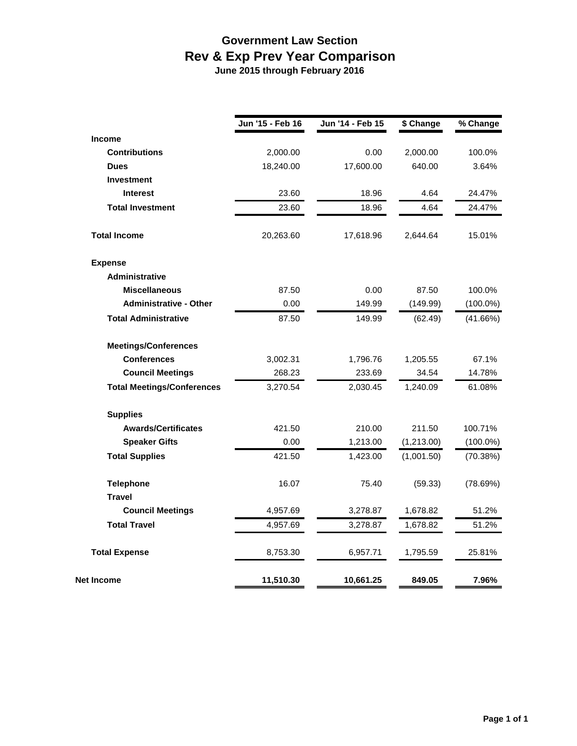# Government Law Section

## Rev & Exp Prev Year Comparison

### June 2015 through February 2016

| | Jun '15 - Feb 16 | Jun '14 - Feb 15 | $ Change | % Change |
|---|---|---|---|---|
| **Income** | | | | |
| **Contributions** | 2,000.00 | 0.00 | 2,000.00 | 100.0% |
| **Dues** | 18,240.00 | 17,600.00 | 640.00 | 3.64% |
| **Investment** | | | | |
| **Interest** | 23.60 | 18.96 | 4.64 | 24.47% |
| **Total Investment** | 23.60 | 18.96 | 4.64 | 24.47% |
| **Total Income** | 20,263.60 | 17,618.96 | 2,644.64 | 15.01% |
| **Expense** | | | | |
| **Administrative** | | | | |
| **Miscellaneous** | 87.50 | 0.00 | 87.50 | 100.0% |
| **Administrative - Other** | 0.00 | 149.99 | (149.99) | (100.0%) |
| **Total Administrative** | 87.50 | 149.99 | (62.49) | (41.66%) |
| **Meetings/Conferences** | | | | |
| **Conferences** | 3,002.31 | 1,796.76 | 1,205.55 | 67.1% |
| **Council Meetings** | 268.23 | 233.69 | 34.54 | 14.78% |
| **Total Meetings/Conferences** | 3,270.54 | 2,030.45 | 1,240.09 | 61.08% |
| **Supplies** | | | | |
| **Awards/Certificates** | 421.50 | 210.00 | 211.50 | 100.71% |
| **Speaker Gifts** | 0.00 | 1,213.00 | (1,213.00) | (100.0%) |
| **Total Supplies** | 421.50 | 1,423.00 | (1,001.50) | (70.38%) |
| **Telephone** | 16.07 | 75.40 | (59.33) | (78.69%) |
| **Travel** | | | | |
| **Council Meetings** | 4,957.69 | 3,278.87 | 1,678.82 | 51.2% |
| **Total Travel** | 4,957.69 | 3,278.87 | 1,678.82 | 51.2% |
| **Total Expense** | 8,753.30 | 6,957.71 | 1,795.59 | 25.81% |
| **Net Income** | **11,510.30** | **10,661.25** | **849.05** | **7.96%** |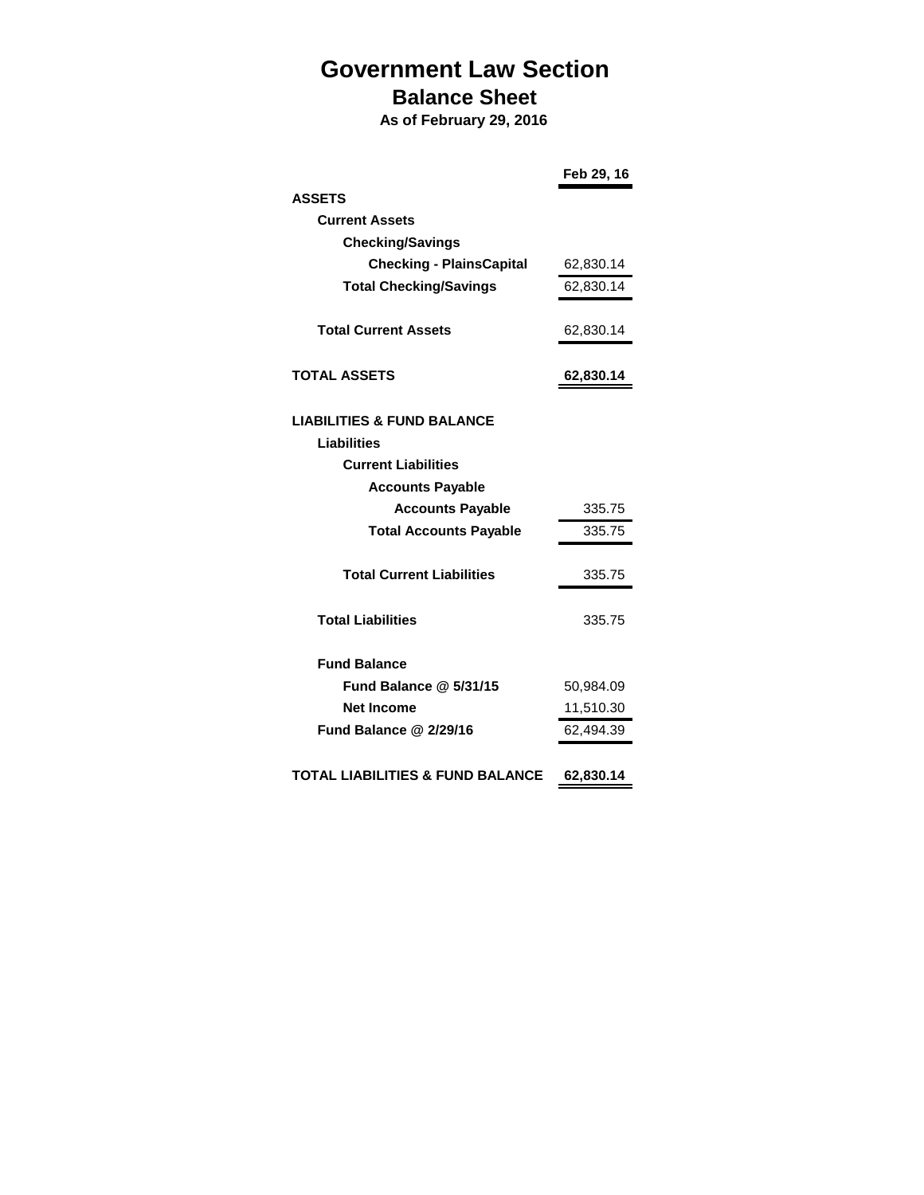# Government Law Section

## Balance Sheet

### As of February 29, 2016

| | Feb 29, 16 |
|---|---|
| **ASSETS** | |
| **Current Assets** | |
| **Checking/Savings** | |
| **Checking - PlainsCapital** | 62,830.14 |
| **Total Checking/Savings** | 62,830.14 |
| **Total Current Assets** | 62,830.14 |
| **TOTAL ASSETS** | **62,830.14** |
| **LIABILITIES & FUND BALANCE** | |
| **Liabilities** | |
| **Current Liabilities** | |
| **Accounts Payable** | |
| **Accounts Payable** | 335.75 |
| **Total Accounts Payable** | 335.75 |
| **Total Current Liabilities** | 335.75 |
| **Total Liabilities** | 335.75 |
| **Fund Balance** | |
| **Fund Balance @ 5/31/15** | 50,984.09 |
| **Net Income** | 11,510.30 |
| **Fund Balance @ 2/29/16** | 62,494.39 |
| **TOTAL LIABILITIES & FUND BALANCE** | **62,830.14** |